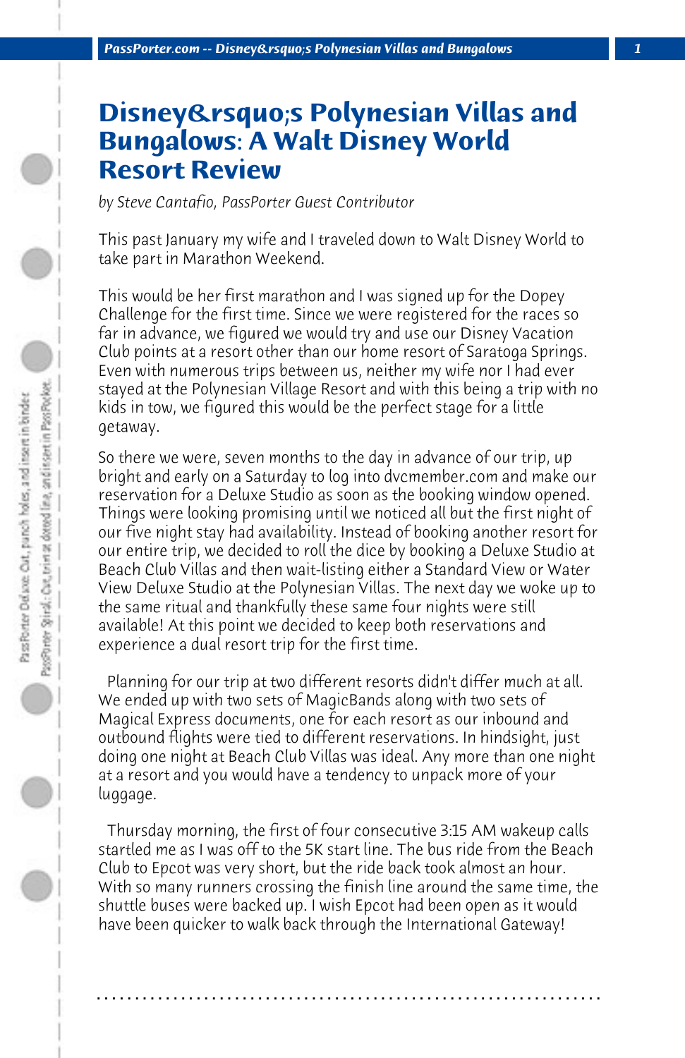# Disney&rsquo;s Polynesian Villas and Bungalows: A Walt Disney World Resort Review

*by Steve Cantafio, PassPorter Guest Contributor*

This past January my wife and I traveled down to Walt Disney World to take part in Marathon Weekend.

This would be her first marathon and I was signed up for the Dopey Challenge for the first time. Since we were registered for the races so far in advance, we figured we would try and use our Disney Vacation Club points at a resort other than our home resort of Saratoga Springs. Even with numerous trips between us, neither my wife nor I had ever stayed at the Polynesian Village Resort and with this being a trip with no kids in tow, we figured this would be the perfect stage for a little getaway.

So there we were, seven months to the day in advance of our trip, up bright and early on a Saturday to log into dvcmember.com and make our reservation for a Deluxe Studio as soon as the booking window opened. Things were looking promising until we noticed all but the first night of our five night stay had availability. Instead of booking another resort for our entire trip, we decided to roll the dice by booking a Deluxe Studio at Beach Club Villas and then wait-listing either a Standard View or Water View Deluxe Studio at the Polynesian Villas. The next day we woke up to the same ritual and thankfully these same four nights were still available! At this point we decided to keep both reservations and experience a dual resort trip for the first time.

Planning for our trip at two different resorts didn't differ much at all. We ended up with two sets of MagicBands along with two sets of Magical Express documents, one for each resort as our inbound and outbound flights were tied to different reservations. In hindsight, just doing one night at Beach Club Villas was ideal. Any more than one night at a resort and you would have a tendency to unpack more of your luggage.

Thursday morning, the first of four consecutive 3:15 AM wakeup calls startled me as I was off to the 5K start line. The bus ride from the Beach Club to Epcot was very short, but the ride back took almost an hour. With so many runners crossing the finish line around the same time, the shuttle buses were backed up. I wish Epcot had been open as it would have been quicker to walk back through the International Gateway!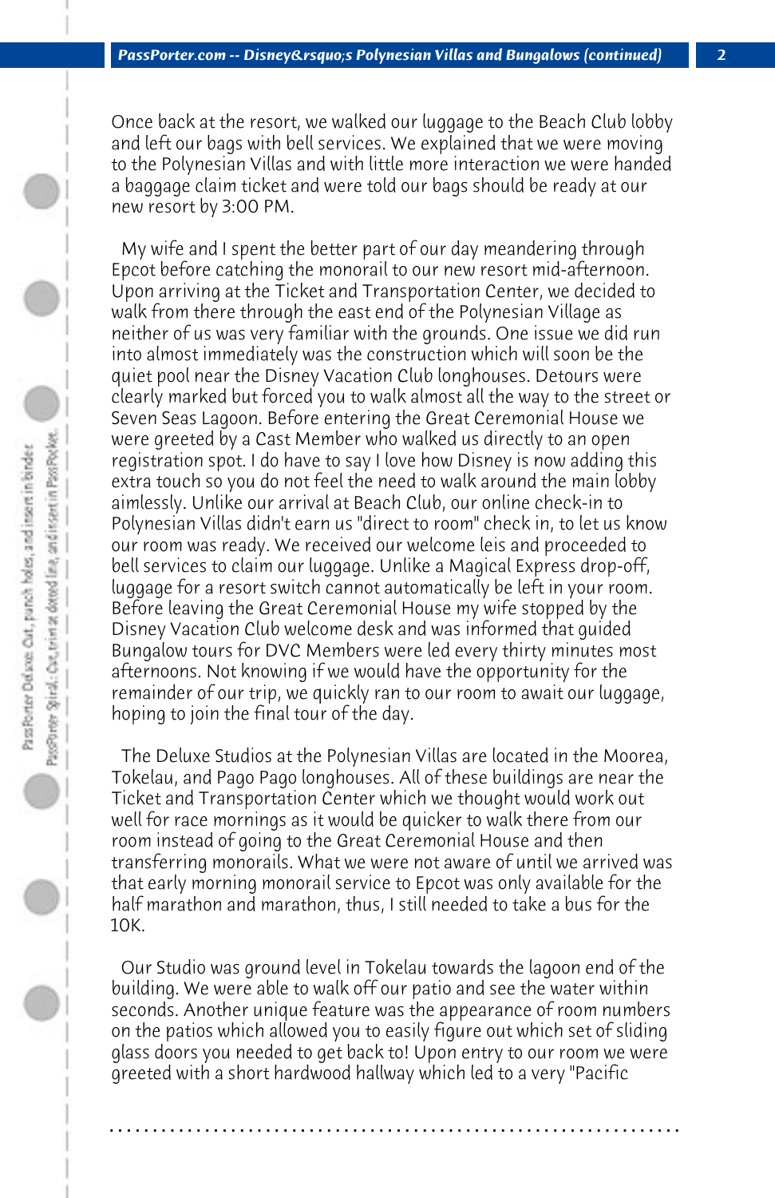Once back at the resort, we walked our luggage to the Beach Club lobby and left our bags with bell services. We explained that we were moving to the Polynesian Villas and with little more interaction we were handed a baggage claim ticket and were told our bags should be ready at our new resort by 3:00 PM.

My wife and I spent the better part of our day meandering through Epcot before catching the monorail to our new resort mid-afternoon. Upon arriving at the Ticket and Transportation Center, we decided to walk from there through the east end of the Polynesian Village as neither of us was very familiar with the grounds. One issue we did run into almost immediately was the construction which will soon be the quiet pool near the Disney Vacation Club longhouses. Detours were clearly marked but forced you to walk almost all the way to the street or Seven Seas Lagoon. Before entering the Great Ceremonial House we were greeted by a Cast Member who walked us directly to an open registration spot. I do have to say I love how Disney is now adding this extra touch so you do not feel the need to walk around the main lobby aimlessly. Unlike our arrival at Beach Club, our online check-in to Polynesian Villas didn't earn us "direct to room" check in, to let us know our room was ready. We received our welcome leis and proceeded to bell services to claim our luggage. Unlike a Magical Express drop-off, luggage for a resort switch cannot automatically be left in your room. Before leaving the Great Ceremonial House my wife stopped by the Disney Vacation Club welcome desk and was informed that guided Bungalow tours for DVC Members were led every thirty minutes most afternoons. Not knowing if we would have the opportunity for the remainder of our trip, we quickly ran to our room to await our luggage, hoping to join the final tour of the day.

The Deluxe Studios at the Polynesian Villas are located in the Moorea, Tokelau, and Pago Pago longhouses. All of these buildings are near the Ticket and Transportation Center which we thought would work out well for race mornings as it would be quicker to walk there from our room instead of going to the Great Ceremonial House and then transferring monorails. What we were not aware of until we arrived was that early morning monorail service to Epcot was only available for the half marathon and marathon, thus, I still needed to take a bus for the 10K.

Our Studio was ground level in Tokelau towards the lagoon end of the building. We were able to walk off our patio and see the water within seconds. Another unique feature was the appearance of room numbers on the patios which allowed you to easily figure out which set of sliding glass doors you needed to get back to! Upon entry to our room we were greeted with a short hardwood hallway which led to a very "Pacific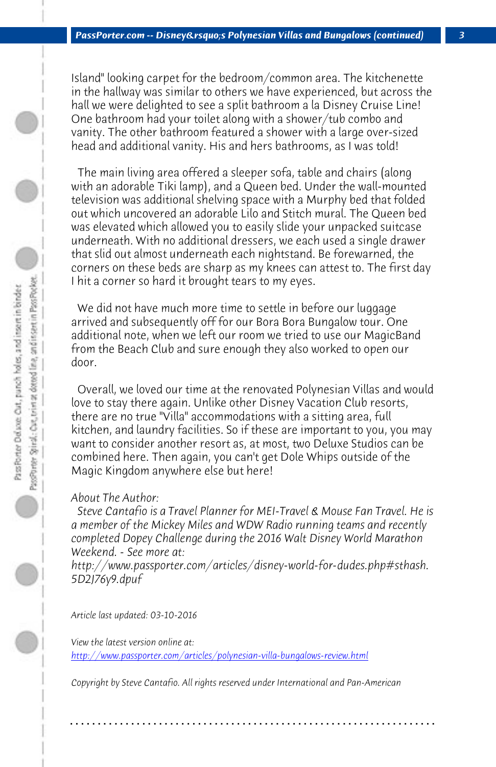Island" looking carpet for the bedroom/common area. The kitchenette in the hallway was similar to others we have experienced, but across the hall we were delighted to see a split bathroom a la Disney Cruise Line! One bathroom had your toilet along with a shower/tub combo and vanity. The other bathroom featured a shower with a large over-sized head and additional vanity. His and hers bathrooms, as I was told!

The main living area offered a sleeper sofa, table and chairs (along with an adorable Tiki lamp), and a Queen bed. Under the wall-mounted television was additional shelving space with a Murphy bed that folded out which uncovered an adorable Lilo and Stitch mural. The Queen bed was elevated which allowed you to easily slide your unpacked suitcase underneath. With no additional dressers, we each used a single drawer that slid out almost underneath each nightstand. Be forewarned, the corners on these beds are sharp as my knees can attest to. The first day I hit a corner so hard it brought tears to my eyes.

We did not have much more time to settle in before our luggage arrived and subsequently off for our Bora Bora Bungalow tour. One additional note, when we left our room we tried to use our MagicBand from the Beach Club and sure enough they also worked to open our door.

Overall, we loved our time at the renovated Polynesian Villas and would love to stay there again. Unlike other Disney Vacation Club resorts, there are no true "Villa" accommodations with a sitting area, full kitchen, and laundry facilities. So if these are important to you, you may want to consider another resort as, at most, two Deluxe Studios can be combined here. Then again, you can't get Dole Whips outside of the Magic Kingdom anywhere else but here!

*About The Author:*
*Steve Cantafio is a Travel Planner for MEI-Travel & Mouse Fan Travel. He is a member of the Mickey Miles and WDW Radio running teams and recently completed Dopey Challenge during the 2016 Walt Disney World Marathon Weekend. - See more at: http://www.passporter.com/articles/disney-world-for-dudes.php#sthash.5D2J76y9.dpuf*

*Article last updated: 03-10-2016*

*View the latest version online at: [http://www.passporter.com/articles/polynesian-villa-bungalows-review.html](http://www.passporter.com/articles/polynesian-villa-bungalows-review.html)*

*Copyright by Steve Cantafio. All rights reserved under International and Pan-American*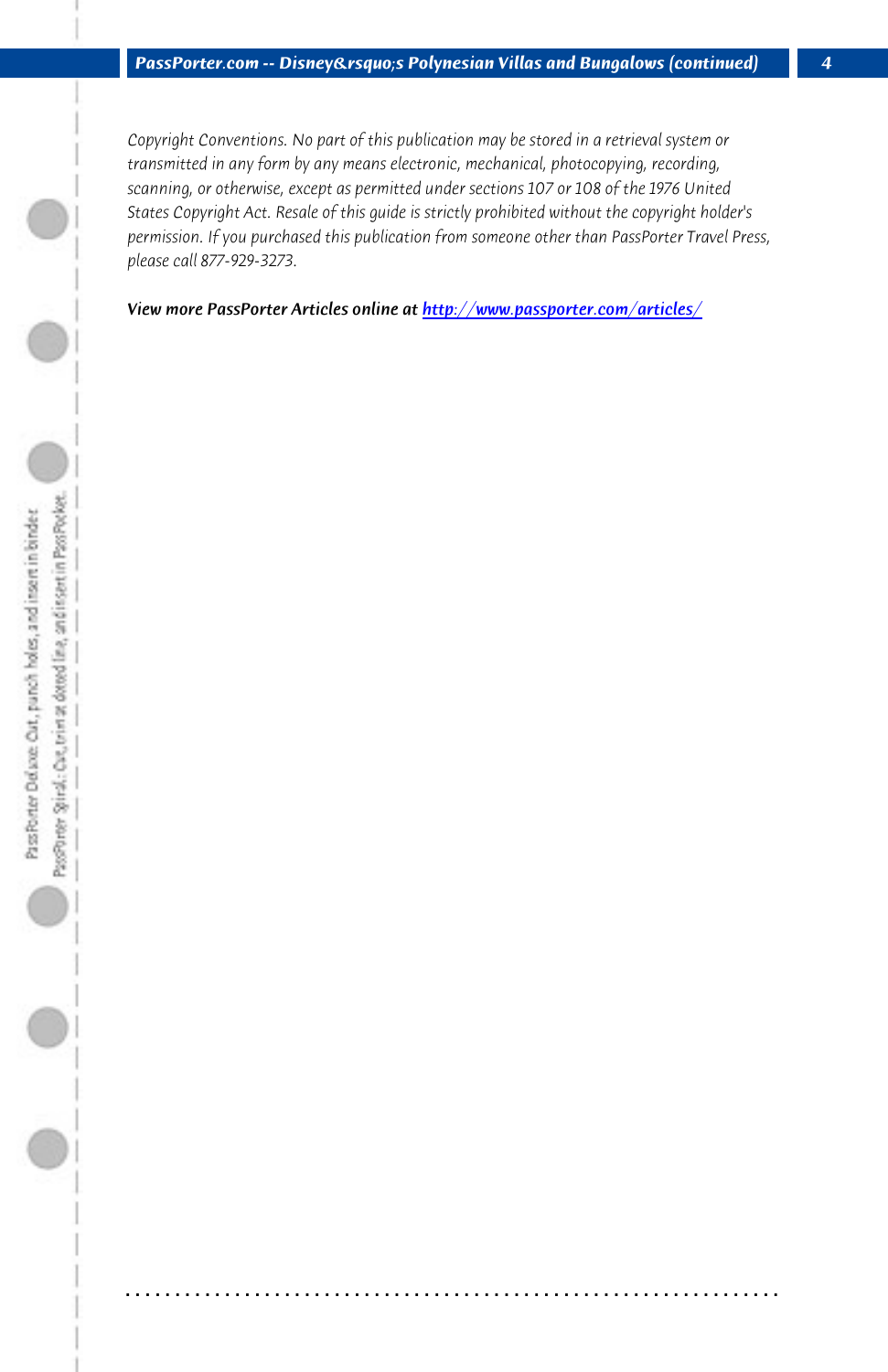*Copyright Conventions. No part of this publication may be stored in a retrieval system or transmitted in any form by any means electronic, mechanical, photocopying, recording, scanning, or otherwise, except as permitted under sections 107 or 108 of the 1976 United States Copyright Act. Resale of this guide is strictly prohibited without the copyright holder's permission. If you purchased this publication from someone other than PassPorter Travel Press, please call 877-929-3273.*

***View more PassPorter Articles online at [http://www.passporter.com/articles/](http://www.passporter.com/articles/)***